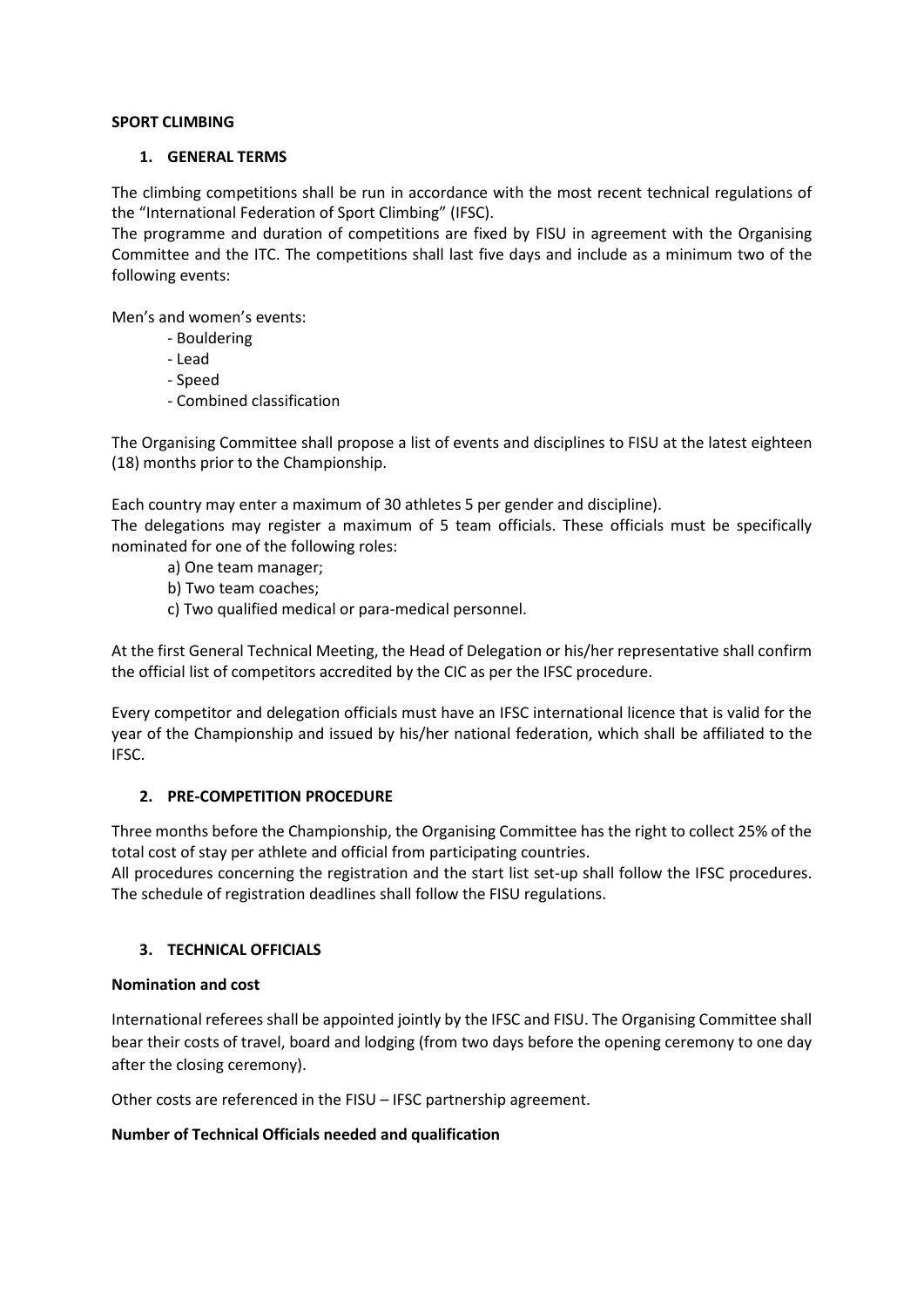**SPORT CLIMBING**

## 1. GENERAL TERMS

The climbing competitions shall be run in accordance with the most recent technical regulations of the "International Federation of Sport Climbing" (IFSC).

The programme and duration of competitions are fixed by FISU in agreement with the Organising Committee and the ITC. The competitions shall last five days and include as a minimum two of the following events:

Men's and women's events:

- Bouldering
- Lead
- Speed
- Combined classification

The Organising Committee shall propose a list of events and disciplines to FISU at the latest eighteen (18) months prior to the Championship.

Each country may enter a maximum of 30 athletes 5 per gender and discipline).

The delegations may register a maximum of 5 team officials. These officials must be specifically nominated for one of the following roles:

a) One team manager;
b) Two team coaches;
c) Two qualified medical or para-medical personnel.

At the first General Technical Meeting, the Head of Delegation or his/her representative shall confirm the official list of competitors accredited by the CIC as per the IFSC procedure.

Every competitor and delegation officials must have an IFSC international licence that is valid for the year of the Championship and issued by his/her national federation, which shall be affiliated to the IFSC.

## 2. PRE-COMPETITION PROCEDURE

Three months before the Championship, the Organising Committee has the right to collect 25% of the total cost of stay per athlete and official from participating countries.

All procedures concerning the registration and the start list set-up shall follow the IFSC procedures. The schedule of registration deadlines shall follow the FISU regulations.

## 3. TECHNICAL OFFICIALS

**Nomination and cost**

International referees shall be appointed jointly by the IFSC and FISU. The Organising Committee shall bear their costs of travel, board and lodging (from two days before the opening ceremony to one day after the closing ceremony).

Other costs are referenced in the FISU – IFSC partnership agreement.

**Number of Technical Officials needed and qualification**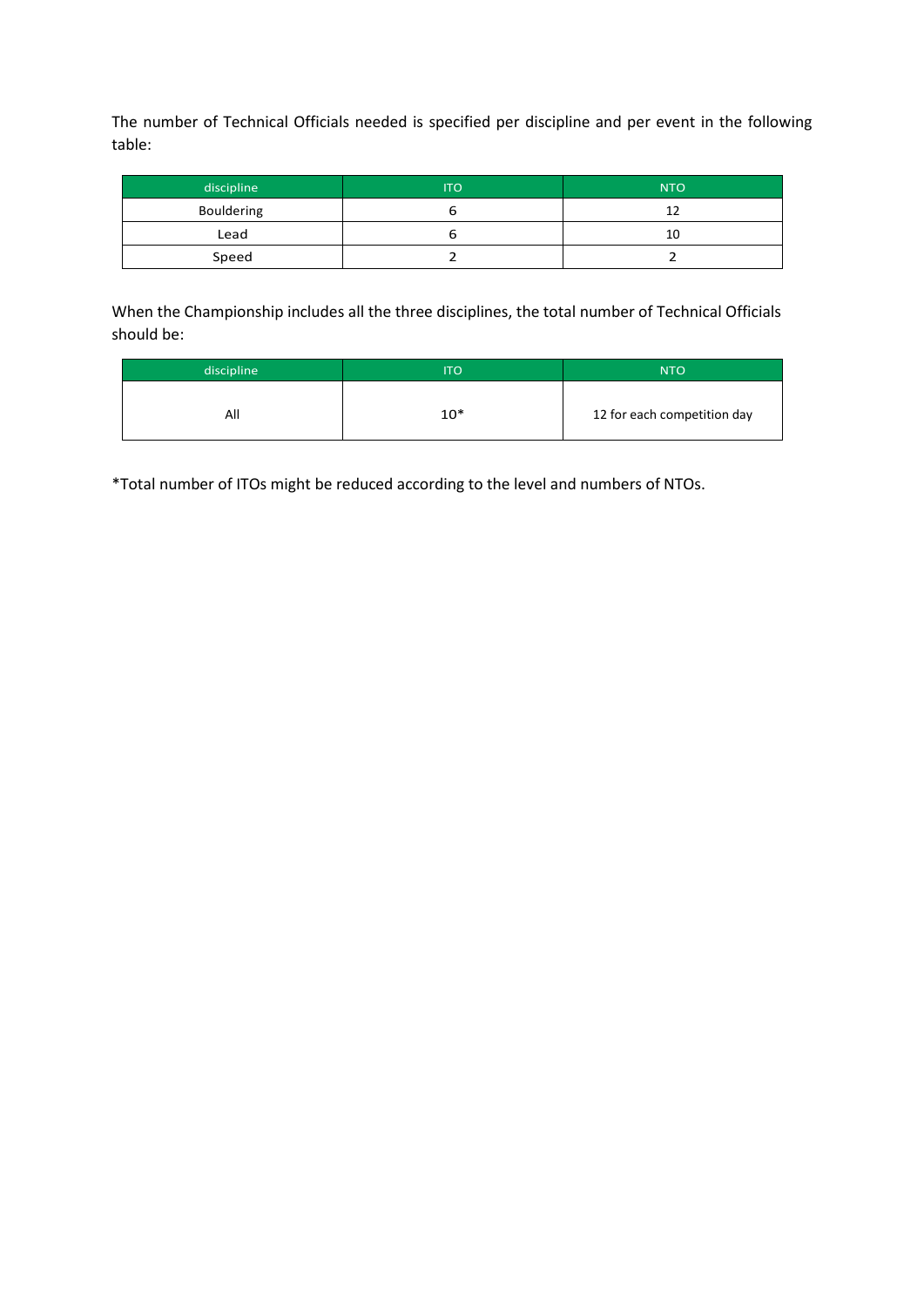The number of Technical Officials needed is specified per discipline and per event in the following table:

| discipline | ITO | NTO |
| --- | --- | --- |
| Bouldering | 6 | 12 |
| Lead | 6 | 10 |
| Speed | 2 | 2 |

When the Championship includes all the three disciplines, the total number of Technical Officials should be:

| discipline | ITO | NTO |
| --- | --- | --- |
| All | 10* | 12 for each competition day |

*Total number of ITOs might be reduced according to the level and numbers of NTOs.